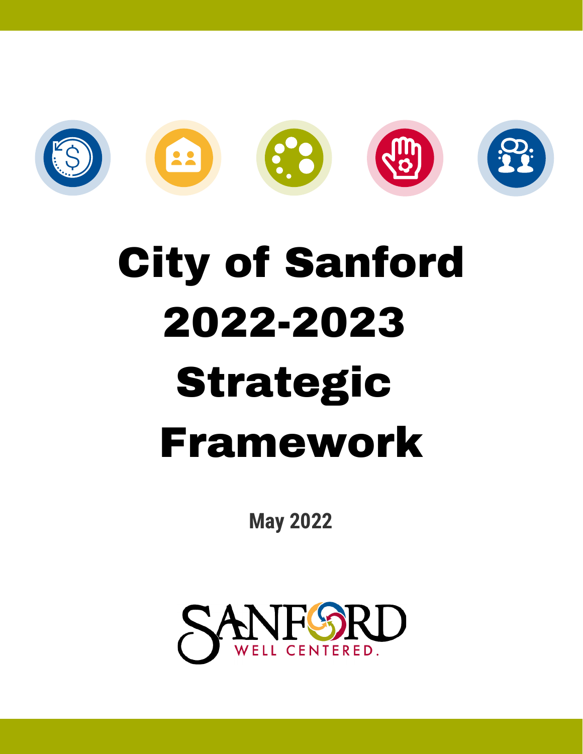# City of Sanford 2022-2023 Strategic Framework

**May 2022**

SANFORD
WELL CENTERED.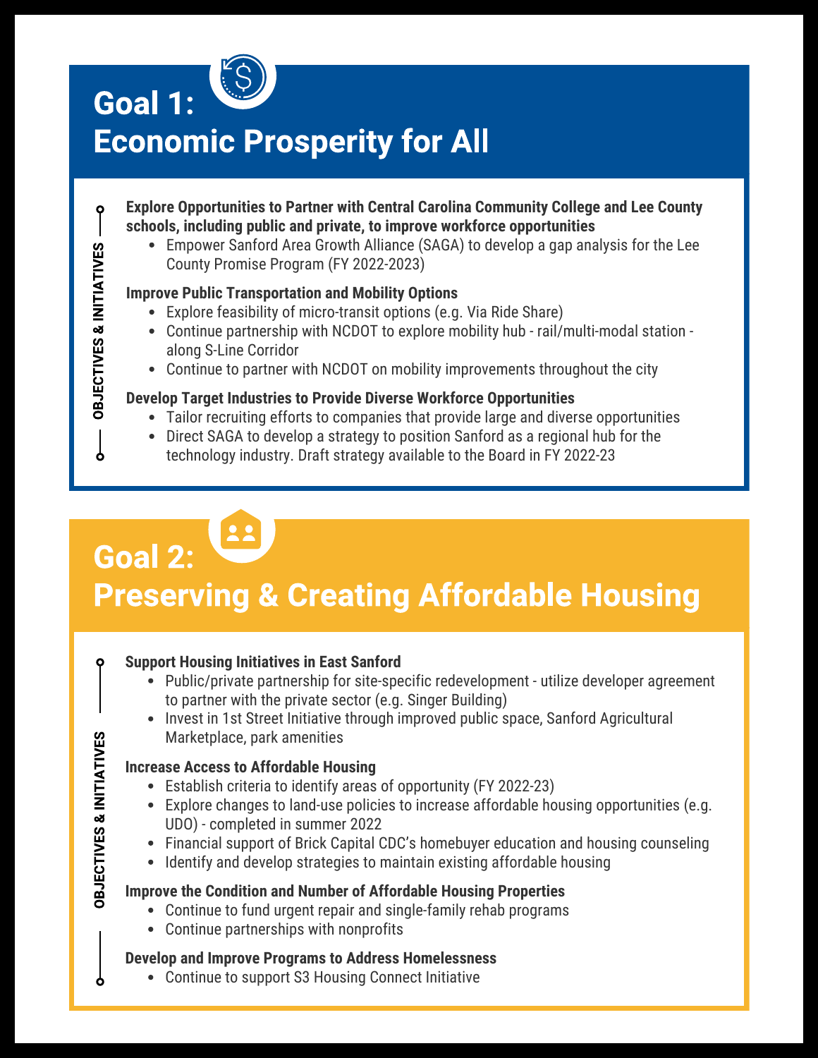# Goal 1: Economic Prosperity for All

OBJECTIVES & INITIATIVES

**Explore Opportunities to Partner with Central Carolina Community College and Lee County schools, including public and private, to improve workforce opportunities**

- Empower Sanford Area Growth Alliance (SAGA) to develop a gap analysis for the Lee County Promise Program (FY 2022-2023)

**Improve Public Transportation and Mobility Options**

- Explore feasibility of micro-transit options (e.g. Via Ride Share)
- Continue partnership with NCDOT to explore mobility hub - rail/multi-modal station - along S-Line Corridor
- Continue to partner with NCDOT on mobility improvements throughout the city

**Develop Target Industries to Provide Diverse Workforce Opportunities**

- Tailor recruiting efforts to companies that provide large and diverse opportunities
- Direct SAGA to develop a strategy to position Sanford as a regional hub for the technology industry. Draft strategy available to the Board in FY 2022-23

# Goal 2: Preserving & Creating Affordable Housing

OBJECTIVES & INITIATIVES

**Support Housing Initiatives in East Sanford**

- Public/private partnership for site-specific redevelopment - utilize developer agreement to partner with the private sector (e.g. Singer Building)
- Invest in 1st Street Initiative through improved public space, Sanford Agricultural Marketplace, park amenities

**Increase Access to Affordable Housing**

- Establish criteria to identify areas of opportunity (FY 2022-23)
- Explore changes to land-use policies to increase affordable housing opportunities (e.g. UDO) - completed in summer 2022
- Financial support of Brick Capital CDC's homebuyer education and housing counseling
- Identify and develop strategies to maintain existing affordable housing

**Improve the Condition and Number of Affordable Housing Properties**

- Continue to fund urgent repair and single-family rehab programs
- Continue partnerships with nonprofits

**Develop and Improve Programs to Address Homelessness**

- Continue to support S3 Housing Connect Initiative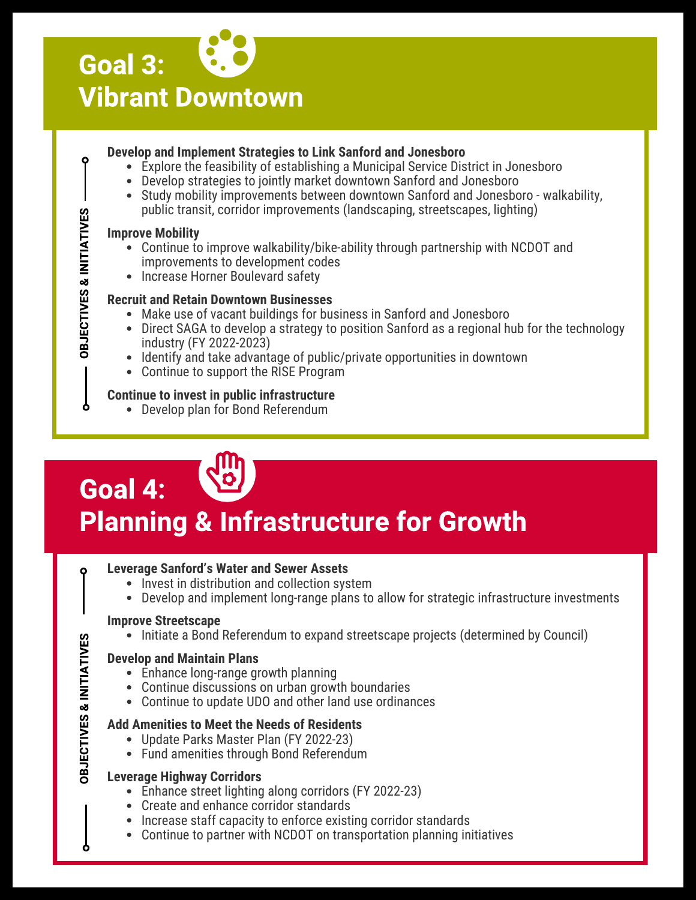# Goal 3: Vibrant Downtown

OBJECTIVES & INITIATIVES

**Develop and Implement Strategies to Link Sanford and Jonesboro**

- Explore the feasibility of establishing a Municipal Service District in Jonesboro
- Develop strategies to jointly market downtown Sanford and Jonesboro
- Study mobility improvements between downtown Sanford and Jonesboro - walkability, public transit, corridor improvements (landscaping, streetscapes, lighting)

**Improve Mobility**

- Continue to improve walkability/bike-ability through partnership with NCDOT and improvements to development codes
- Increase Horner Boulevard safety

**Recruit and Retain Downtown Businesses**

- Make use of vacant buildings for business in Sanford and Jonesboro
- Direct SAGA to develop a strategy to position Sanford as a regional hub for the technology industry (FY 2022-2023)
- Identify and take advantage of public/private opportunities in downtown
- Continue to support the RISE Program

**Continue to invest in public infrastructure**

- Develop plan for Bond Referendum

# Goal 4: Planning & Infrastructure for Growth

OBJECTIVES & INITIATIVES

**Leverage Sanford's Water and Sewer Assets**

- Invest in distribution and collection system
- Develop and implement long-range plans to allow for strategic infrastructure investments

**Improve Streetscape**

- Initiate a Bond Referendum to expand streetscape projects (determined by Council)

**Develop and Maintain Plans**

- Enhance long-range growth planning
- Continue discussions on urban growth boundaries
- Continue to update UDO and other land use ordinances

**Add Amenities to Meet the Needs of Residents**

- Update Parks Master Plan (FY 2022-23)
- Fund amenities through Bond Referendum

**Leverage Highway Corridors**

- Enhance street lighting along corridors (FY 2022-23)
- Create and enhance corridor standards
- Increase staff capacity to enforce existing corridor standards
- Continue to partner with NCDOT on transportation planning initiatives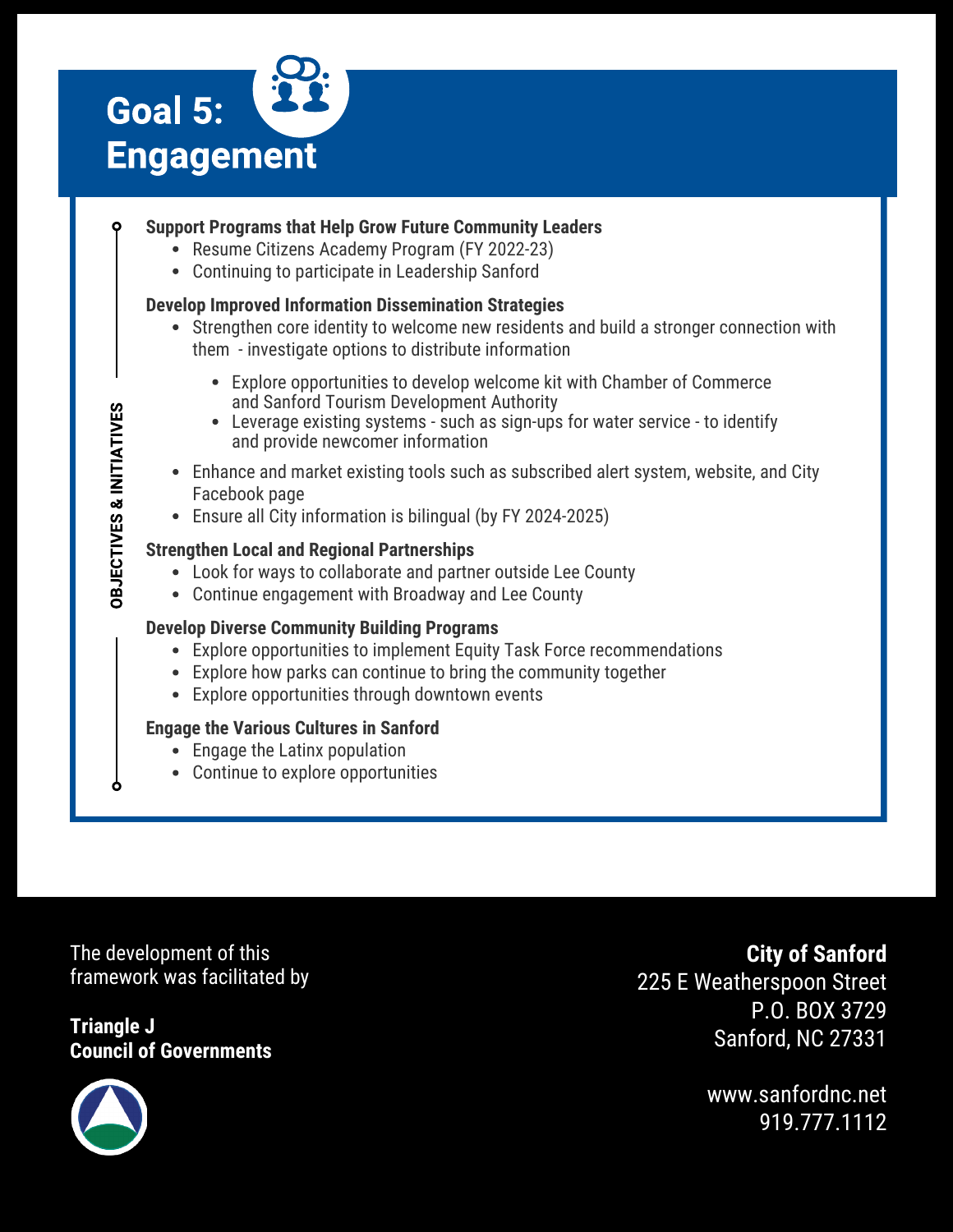# Goal 5: Engagement

OBJECTIVES & INITIATIVES

**Support Programs that Help Grow Future Community Leaders**

- Resume Citizens Academy Program (FY 2022-23)
- Continuing to participate in Leadership Sanford

**Develop Improved Information Dissemination Strategies**

- Strengthen core identity to welcome new residents and build a stronger connection with them - investigate options to distribute information
  - Explore opportunities to develop welcome kit with Chamber of Commerce and Sanford Tourism Development Authority
  - Leverage existing systems - such as sign-ups for water service - to identify and provide newcomer information
- Enhance and market existing tools such as subscribed alert system, website, and City Facebook page
- Ensure all City information is bilingual (by FY 2024-2025)

**Strengthen Local and Regional Partnerships**

- Look for ways to collaborate and partner outside Lee County
- Continue engagement with Broadway and Lee County

**Develop Diverse Community Building Programs**

- Explore opportunities to implement Equity Task Force recommendations
- Explore how parks can continue to bring the community together
- Explore opportunities through downtown events

**Engage the Various Cultures in Sanford**

- Engage the Latinx population
- Continue to explore opportunities

The development of this framework was facilitated by

**Triangle J Council of Governments**

**City of Sanford**
225 E Weatherspoon Street
P.O. BOX 3729
Sanford, NC 27331

www.sanfordnc.net
919.777.1112